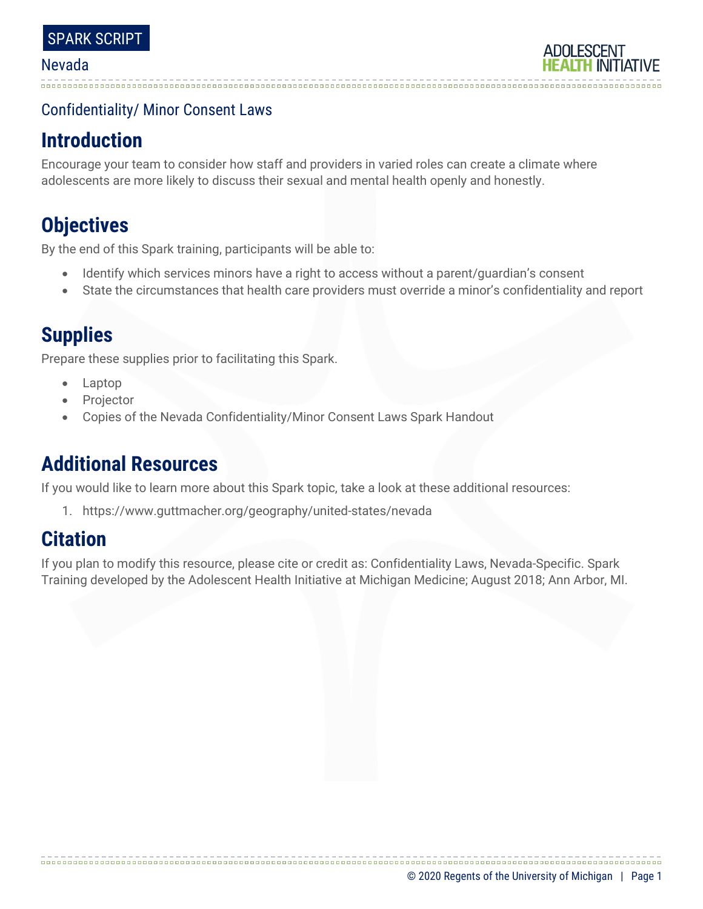SPARK SCRIPT

Nevada

Confidentiality/ Minor Consent Laws

## Introduction

Encourage your team to consider how staff and providers in varied roles can create a climate where adolescents are more likely to discuss their sexual and mental health openly and honestly.

## Objectives

By the end of this Spark training, participants will be able to:

- Identify which services minors have a right to access without a parent/guardian's consent
- State the circumstances that health care providers must override a minor's confidentiality and report

## Supplies

Prepare these supplies prior to facilitating this Spark.

- Laptop
- Projector
- Copies of the Nevada Confidentiality/Minor Consent Laws Spark Handout

## Additional Resources

If you would like to learn more about this Spark topic, take a look at these additional resources:

1. https://www.guttmacher.org/geography/united-states/nevada

## Citation

If you plan to modify this resource, please cite or credit as: Confidentiality Laws, Nevada-Specific. Spark Training developed by the Adolescent Health Initiative at Michigan Medicine; August 2018; Ann Arbor, MI.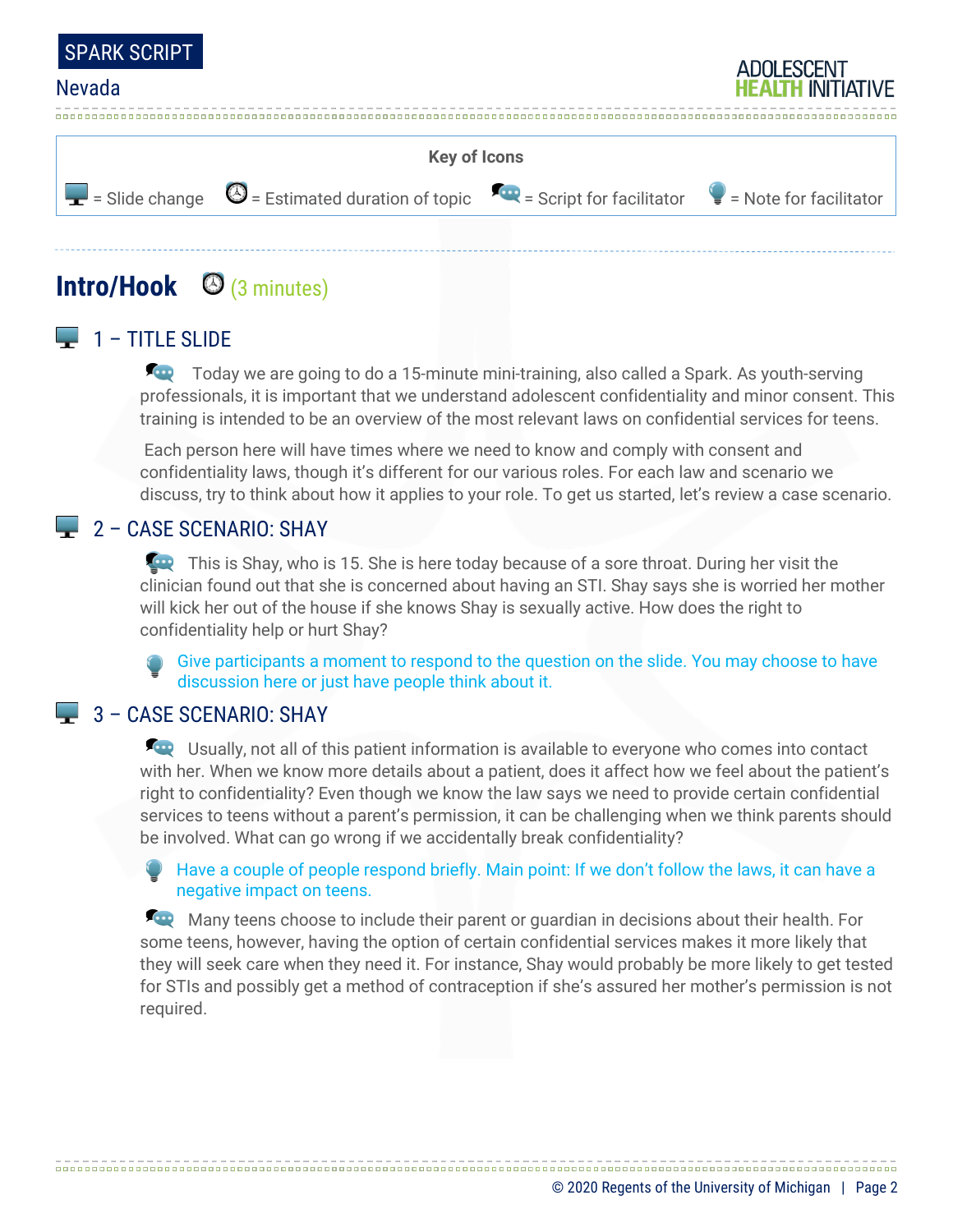**Key of Icons**

= Slide change = Estimated duration of topic = Script for facilitator = Note for facilitator

## Intro/Hook (3 minutes)

### 1 – TITLE SLIDE

Today we are going to do a 15-minute mini-training, also called a Spark. As youth-serving professionals, it is important that we understand adolescent confidentiality and minor consent. This training is intended to be an overview of the most relevant laws on confidential services for teens.

Each person here will have times where we need to know and comply with consent and confidentiality laws, though it's different for our various roles. For each law and scenario we discuss, try to think about how it applies to your role. To get us started, let's review a case scenario.

### 2 – CASE SCENARIO: SHAY

This is Shay, who is 15. She is here today because of a sore throat. During her visit the clinician found out that she is concerned about having an STI. Shay says she is worried her mother will kick her out of the house if she knows Shay is sexually active. How does the right to confidentiality help or hurt Shay?

Give participants a moment to respond to the question on the slide. You may choose to have discussion here or just have people think about it.

### 3 – CASE SCENARIO: SHAY

Usually, not all of this patient information is available to everyone who comes into contact with her. When we know more details about a patient, does it affect how we feel about the patient's right to confidentiality? Even though we know the law says we need to provide certain confidential services to teens without a parent's permission, it can be challenging when we think parents should be involved. What can go wrong if we accidentally break confidentiality?

Have a couple of people respond briefly. Main point: If we don't follow the laws, it can have a negative impact on teens.

Many teens choose to include their parent or guardian in decisions about their health. For some teens, however, having the option of certain confidential services makes it more likely that they will seek care when they need it. For instance, Shay would probably be more likely to get tested for STIs and possibly get a method of contraception if she's assured her mother's permission is not required.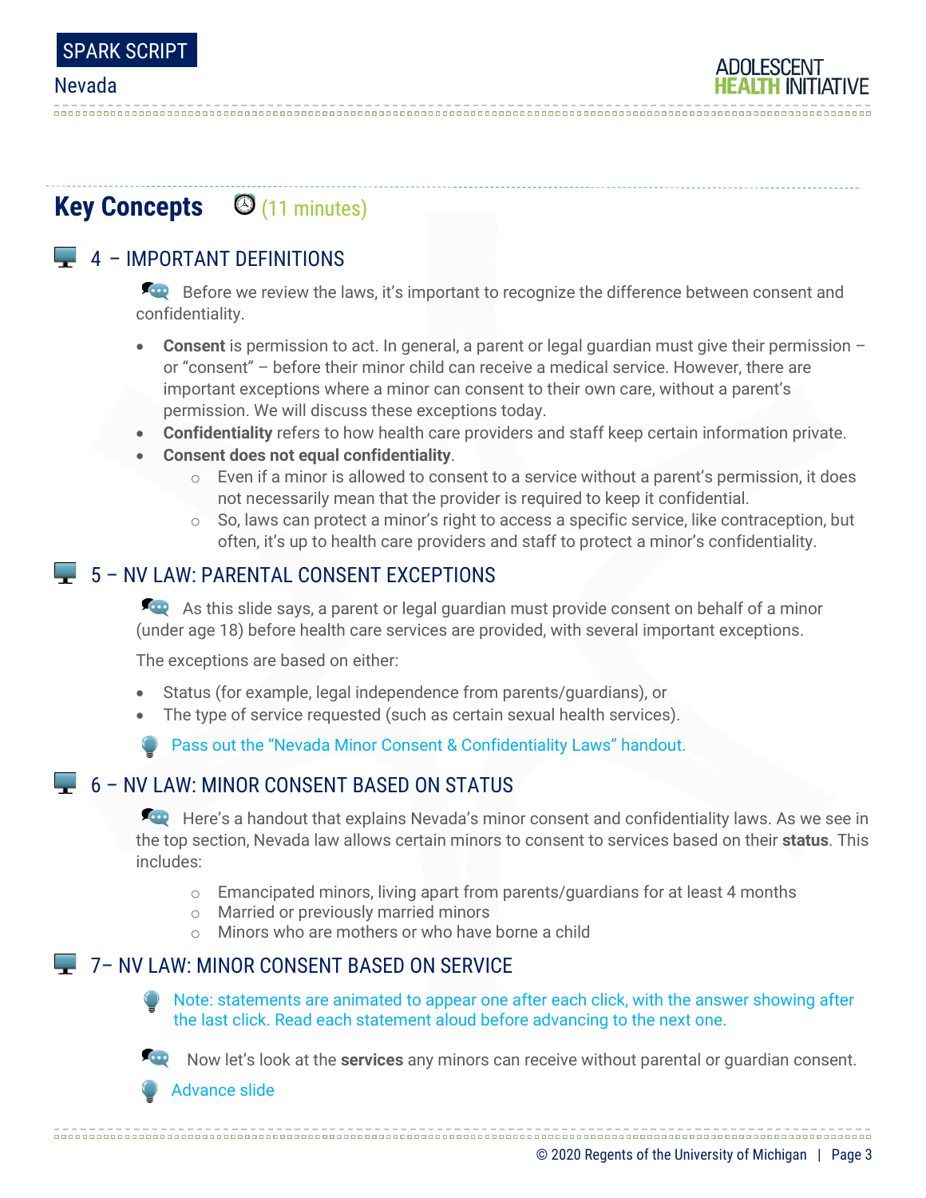## Key Concepts (11 minutes)

### 4 – IMPORTANT DEFINITIONS

Before we review the laws, it's important to recognize the difference between consent and confidentiality.

- **Consent** is permission to act. In general, a parent or legal guardian must give their permission – or "consent" – before their minor child can receive a medical service. However, there are important exceptions where a minor can consent to their own care, without a parent's permission. We will discuss these exceptions today.
- **Confidentiality** refers to how health care providers and staff keep certain information private.
- **Consent does not equal confidentiality**.
  - Even if a minor is allowed to consent to a service without a parent's permission, it does not necessarily mean that the provider is required to keep it confidential.
  - So, laws can protect a minor's right to access a specific service, like contraception, but often, it's up to health care providers and staff to protect a minor's confidentiality.

### 5 – NV LAW: PARENTAL CONSENT EXCEPTIONS

As this slide says, a parent or legal guardian must provide consent on behalf of a minor (under age 18) before health care services are provided, with several important exceptions.

The exceptions are based on either:

- Status (for example, legal independence from parents/guardians), or
- The type of service requested (such as certain sexual health services).

Pass out the "Nevada Minor Consent & Confidentiality Laws" handout.

### 6 – NV LAW: MINOR CONSENT BASED ON STATUS

Here's a handout that explains Nevada's minor consent and confidentiality laws. As we see in the top section, Nevada law allows certain minors to consent to services based on their **status**. This includes:

- Emancipated minors, living apart from parents/guardians for at least 4 months
- Married or previously married minors
- Minors who are mothers or who have borne a child

### 7– NV LAW: MINOR CONSENT BASED ON SERVICE

Note: statements are animated to appear one after each click, with the answer showing after the last click. Read each statement aloud before advancing to the next one.

Now let's look at the **services** any minors can receive without parental or guardian consent.

Advance slide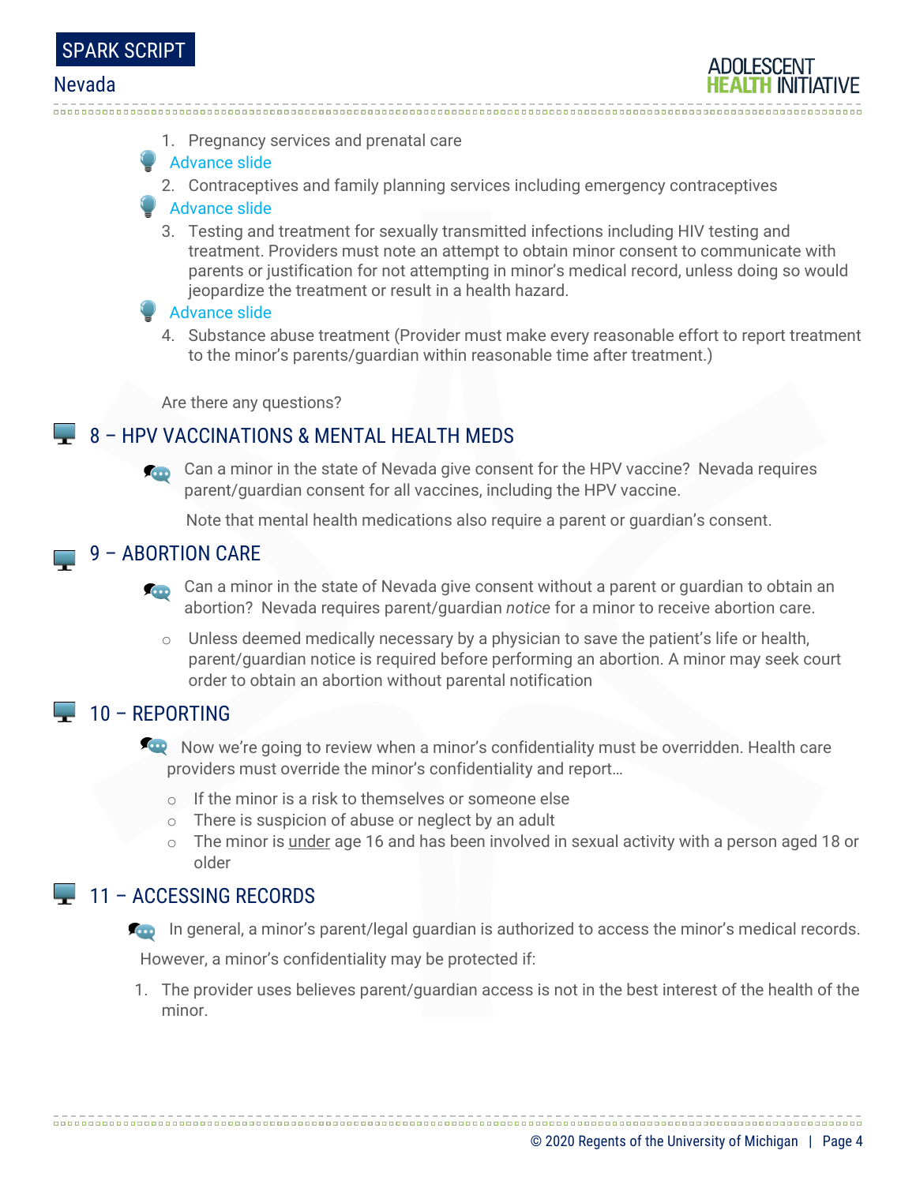1. Pregnancy services and prenatal care

Advance slide

2. Contraceptives and family planning services including emergency contraceptives

Advance slide

3. Testing and treatment for sexually transmitted infections including HIV testing and treatment. Providers must note an attempt to obtain minor consent to communicate with parents or justification for not attempting in minor's medical record, unless doing so would jeopardize the treatment or result in a health hazard.

Advance slide

4. Substance abuse treatment (Provider must make every reasonable effort to report treatment to the minor's parents/guardian within reasonable time after treatment.)

Are there any questions?

## 8 – HPV VACCINATIONS & MENTAL HEALTH MEDS

Can a minor in the state of Nevada give consent for the HPV vaccine? Nevada requires parent/guardian consent for all vaccines, including the HPV vaccine.

Note that mental health medications also require a parent or guardian's consent.

## 9 – ABORTION CARE

Can a minor in the state of Nevada give consent without a parent or guardian to obtain an abortion? Nevada requires parent/guardian *notice* for a minor to receive abortion care.

- Unless deemed medically necessary by a physician to save the patient's life or health, parent/guardian notice is required before performing an abortion. A minor may seek court order to obtain an abortion without parental notification

## 10 – REPORTING

Now we're going to review when a minor's confidentiality must be overridden. Health care providers must override the minor's confidentiality and report…

- If the minor is a risk to themselves or someone else
- There is suspicion of abuse or neglect by an adult
- The minor is <u>under</u> age 16 and has been involved in sexual activity with a person aged 18 or older

## 11 – ACCESSING RECORDS

In general, a minor's parent/legal guardian is authorized to access the minor's medical records.

However, a minor's confidentiality may be protected if:

1. The provider uses believes parent/guardian access is not in the best interest of the health of the minor.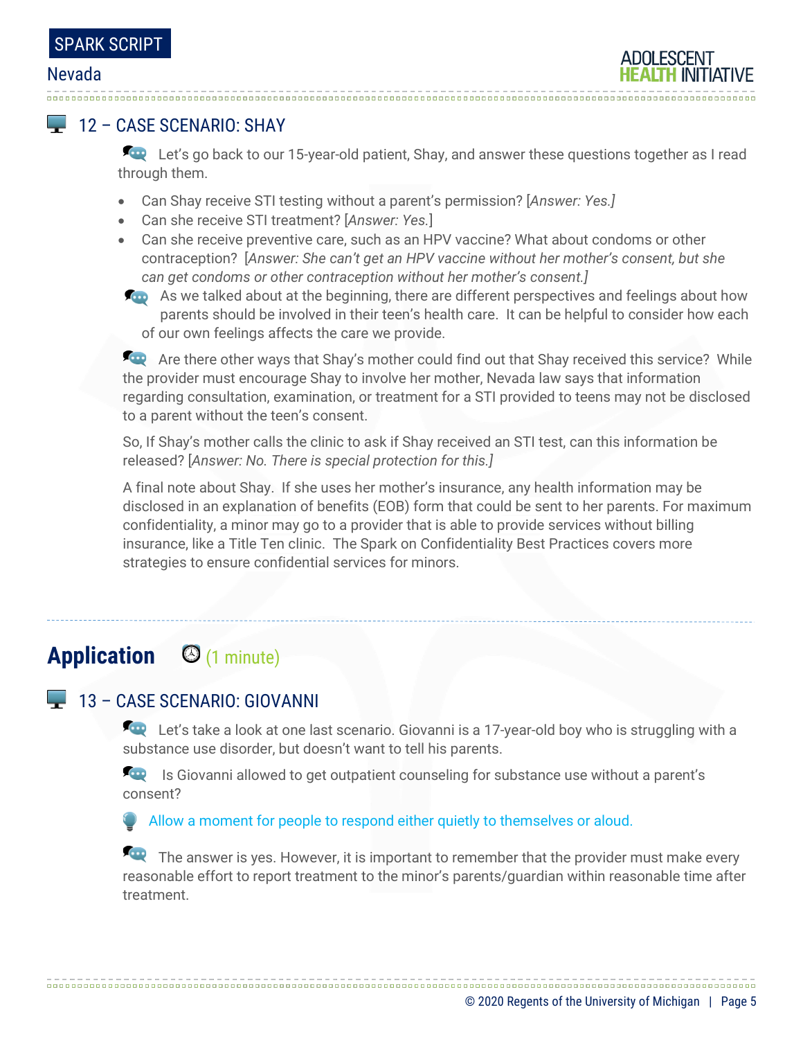## 12 – CASE SCENARIO: SHAY

Let's go back to our 15-year-old patient, Shay, and answer these questions together as I read through them.

- Can Shay receive STI testing without a parent's permission? [*Answer: Yes.*]
- Can she receive STI treatment? [*Answer: Yes.*]
- Can she receive preventive care, such as an HPV vaccine? What about condoms or other contraception? [*Answer: She can't get an HPV vaccine without her mother's consent, but she can get condoms or other contraception without her mother's consent.*]

As we talked about at the beginning, there are different perspectives and feelings about how parents should be involved in their teen's health care. It can be helpful to consider how each of our own feelings affects the care we provide.

Are there other ways that Shay's mother could find out that Shay received this service? While the provider must encourage Shay to involve her mother, Nevada law says that information regarding consultation, examination, or treatment for a STI provided to teens may not be disclosed to a parent without the teen's consent.

So, If Shay's mother calls the clinic to ask if Shay received an STI test, can this information be released? [*Answer: No. There is special protection for this.*]

A final note about Shay. If she uses her mother's insurance, any health information may be disclosed in an explanation of benefits (EOB) form that could be sent to her parents. For maximum confidentiality, a minor may go to a provider that is able to provide services without billing insurance, like a Title Ten clinic. The Spark on Confidentiality Best Practices covers more strategies to ensure confidential services for minors.

---

# Application (1 minute)

## 13 – CASE SCENARIO: GIOVANNI

Let's take a look at one last scenario. Giovanni is a 17-year-old boy who is struggling with a substance use disorder, but doesn't want to tell his parents.

Is Giovanni allowed to get outpatient counseling for substance use without a parent's consent?

Allow a moment for people to respond either quietly to themselves or aloud.

The answer is yes. However, it is important to remember that the provider must make every reasonable effort to report treatment to the minor's parents/guardian within reasonable time after treatment.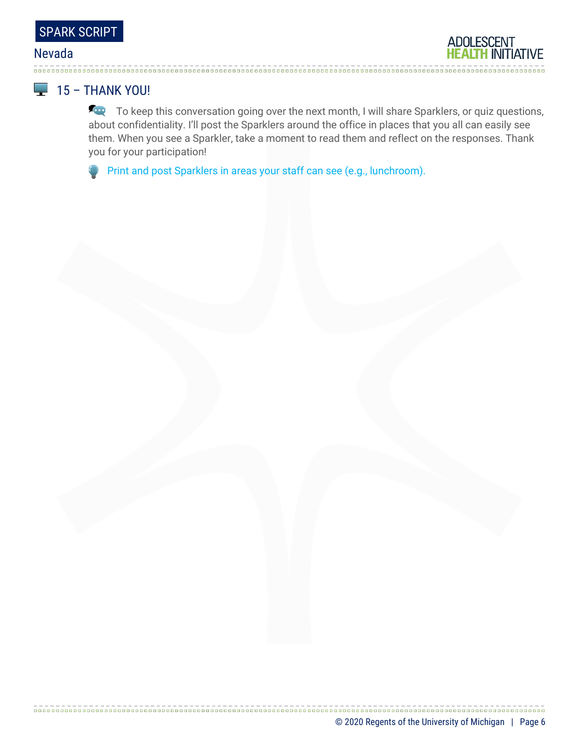## 15 – THANK YOU!

To keep this conversation going over the next month, I will share Sparklers, or quiz questions, about confidentiality. I'll post the Sparklers around the office in places that you all can easily see them. When you see a Sparkler, take a moment to read them and reflect on the responses. Thank you for your participation!

Print and post Sparklers in areas your staff can see (e.g., lunchroom).